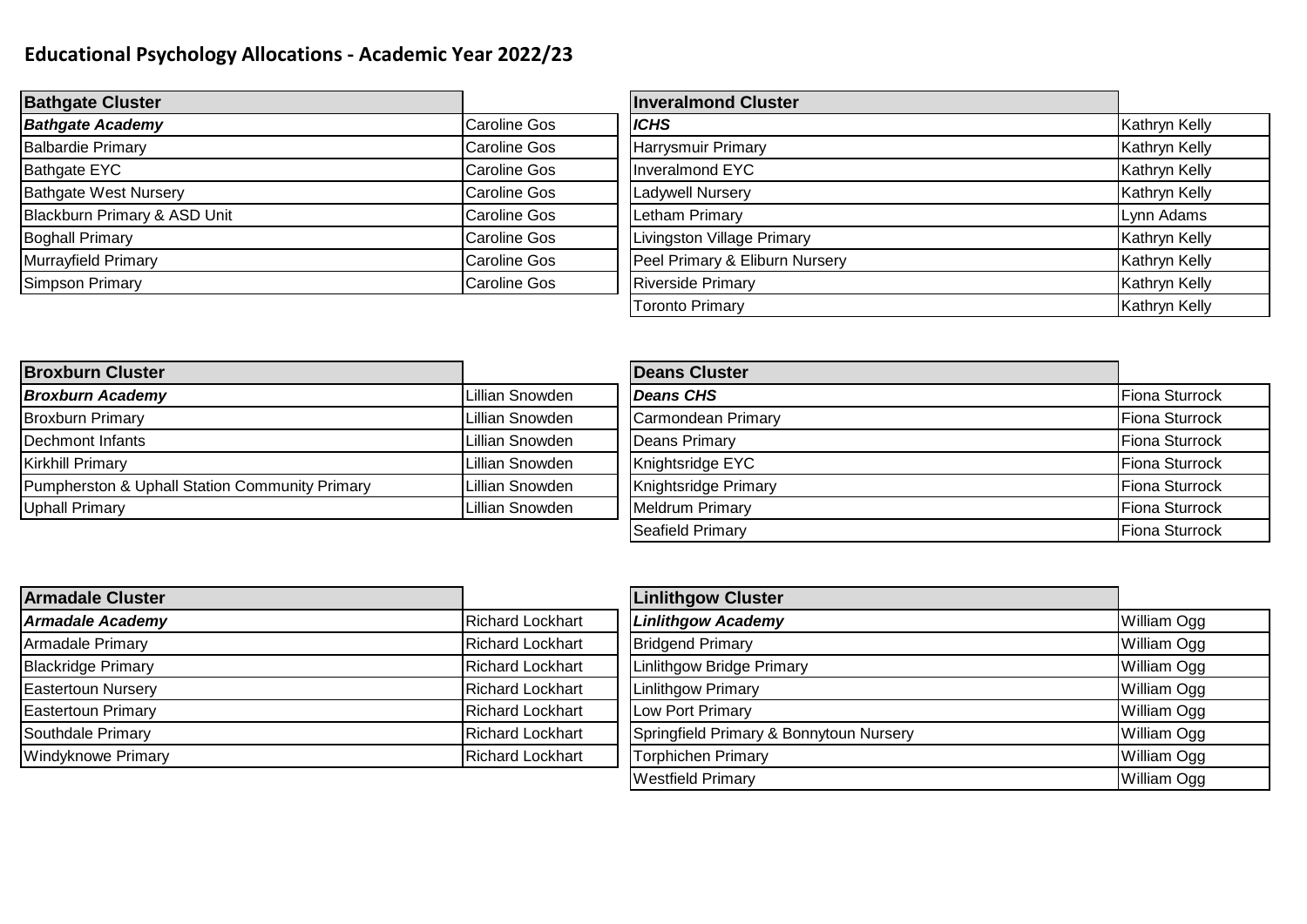# Educational Psychology Allocations - Academic Year 2022/23

| Bathgate Cluster | |
|---|---|
| ***Bathgate Academy*** | Caroline Gos |
| Balbardie Primary | Caroline Gos |
| Bathgate EYC | Caroline Gos |
| Bathgate West Nursery | Caroline Gos |
| Blackburn Primary & ASD Unit | Caroline Gos |
| Boghall Primary | Caroline Gos |
| Murrayfield Primary | Caroline Gos |
| Simpson Primary | Caroline Gos |

| Inveralmond Cluster | |
|---|---|
| ***ICHS*** | Kathryn Kelly |
| Harrysmuir Primary | Kathryn Kelly |
| Inveralmond EYC | Kathryn Kelly |
| Ladywell Nursery | Kathryn Kelly |
| Letham Primary | Lynn Adams |
| Livingston Village Primary | Kathryn Kelly |
| Peel Primary & Eliburn Nursery | Kathryn Kelly |
| Riverside Primary | Kathryn Kelly |
| Toronto Primary | Kathryn Kelly |

| Broxburn Cluster | |
|---|---|
| ***Broxburn Academy*** | Lillian Snowden |
| Broxburn Primary | Lillian Snowden |
| Dechmont Infants | Lillian Snowden |
| Kirkhill Primary | Lillian Snowden |
| Pumpherston & Uphall Station Community Primary | Lillian Snowden |
| Uphall Primary | Lillian Snowden |

| Deans Cluster | |
|---|---|
| ***Deans CHS*** | Fiona Sturrock |
| Carmondean Primary | Fiona Sturrock |
| Deans Primary | Fiona Sturrock |
| Knightsridge EYC | Fiona Sturrock |
| Knightsridge Primary | Fiona Sturrock |
| Meldrum Primary | Fiona Sturrock |
| Seafield Primary | Fiona Sturrock |

| Armadale Cluster | |
|---|---|
| ***Armadale Academy*** | Richard Lockhart |
| Armadale Primary | Richard Lockhart |
| Blackridge Primary | Richard Lockhart |
| Eastertoun Nursery | Richard Lockhart |
| Eastertoun Primary | Richard Lockhart |
| Southdale Primary | Richard Lockhart |
| Windyknowe Primary | Richard Lockhart |

| Linlithgow Cluster | |
|---|---|
| ***Linlithgow Academy*** | William Ogg |
| Bridgend Primary | William Ogg |
| Linlithgow Bridge Primary | William Ogg |
| Linlithgow Primary | William Ogg |
| Low Port Primary | William Ogg |
| Springfield Primary & Bonnytoun Nursery | William Ogg |
| Torphichen Primary | William Ogg |
| Westfield Primary | William Ogg |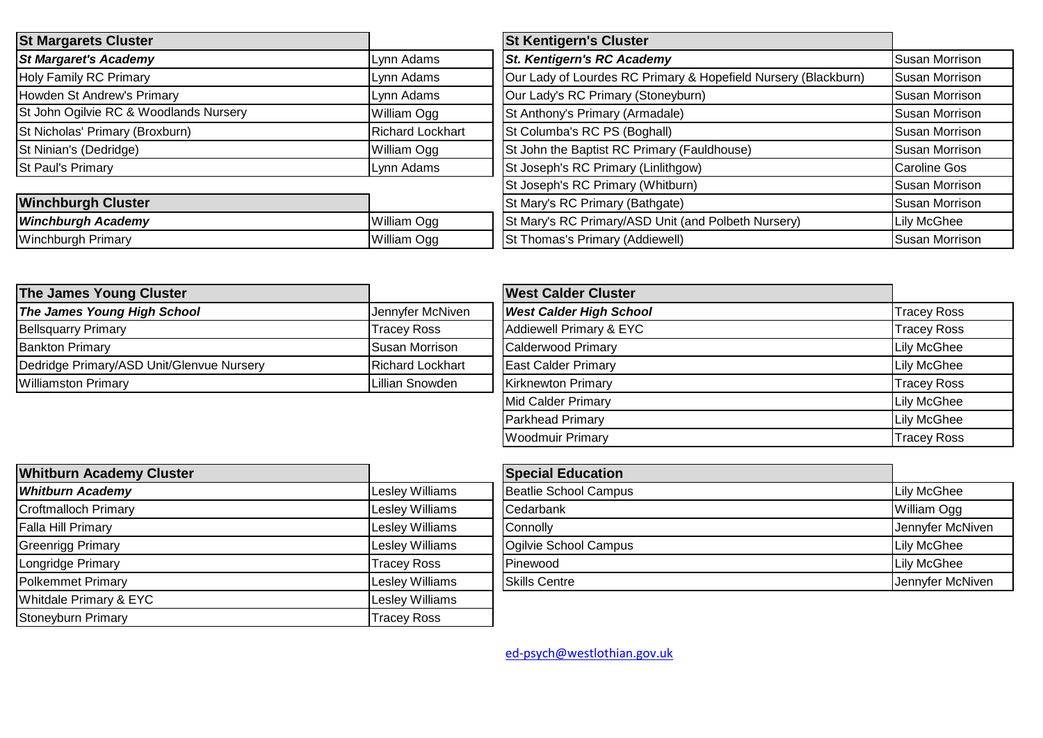| St Margarets Cluster | |
|---|---|
| ***St Margaret's Academy*** | Lynn Adams |
| Holy Family RC Primary | Lynn Adams |
| Howden St Andrew's Primary | Lynn Adams |
| St John Ogilvie RC & Woodlands Nursery | William Ogg |
| St Nicholas' Primary (Broxburn) | Richard Lockhart |
| St Ninian's (Dedridge) | William Ogg |
| St Paul's Primary | Lynn Adams |

| St Kentigern's Cluster | |
|---|---|
| ***St. Kentigern's RC Academy*** | Susan Morrison |
| Our Lady of Lourdes RC Primary & Hopefield Nursery (Blackburn) | Susan Morrison |
| Our Lady's RC Primary (Stoneyburn) | Susan Morrison |
| St Anthony's Primary (Armadale) | Susan Morrison |
| St Columba's RC PS (Boghall) | Susan Morrison |
| St John the Baptist RC Primary (Fauldhouse) | Susan Morrison |
| St Joseph's RC Primary (Linlithgow) | Caroline Gos |
| St Joseph's RC Primary (Whitburn) | Susan Morrison |
| St Mary's RC Primary (Bathgate) | Susan Morrison |
| St Mary's RC Primary/ASD Unit (and Polbeth Nursery) | Lily McGhee |
| St Thomas's Primary (Addiewell) | Susan Morrison |

| Winchburgh Cluster | |
|---|---|
| ***Winchburgh Academy*** | William Ogg |
| Winchburgh Primary | William Ogg |

| The James Young Cluster | |
|---|---|
| ***The James Young High School*** | Jennyfer McNiven |
| Bellsquarry Primary | Tracey Ross |
| Bankton Primary | Susan Morrison |
| Dedridge Primary/ASD Unit/Glenvue Nursery | Richard Lockhart |
| Williamston Primary | Lillian Snowden |

| West Calder Cluster | |
|---|---|
| ***West Calder High School*** | Tracey Ross |
| Addiewell Primary & EYC | Tracey Ross |
| Calderwood Primary | Lily McGhee |
| East Calder Primary | Lily McGhee |
| Kirknewton Primary | Tracey Ross |
| Mid Calder Primary | Lily McGhee |
| Parkhead Primary | Lily McGhee |
| Woodmuir Primary | Tracey Ross |

| Whitburn Academy Cluster | |
|---|---|
| ***Whitburn Academy*** | Lesley Williams |
| Croftmalloch Primary | Lesley Williams |
| Falla Hill Primary | Lesley Williams |
| Greenrigg Primary | Lesley Williams |
| Longridge Primary | Tracey Ross |
| Polkemmet Primary | Lesley Williams |
| Whitdale Primary & EYC | Lesley Williams |
| Stoneyburn Primary | Tracey Ross |

| Special Education | |
|---|---|
| Beatlie School Campus | Lily McGhee |
| Cedarbank | William Ogg |
| Connolly | Jennyfer McNiven |
| Ogilvie School Campus | Lily McGhee |
| Pinewood | Lily McGhee |
| Skills Centre | Jennyfer McNiven |

ed-psych@westlothian.gov.uk